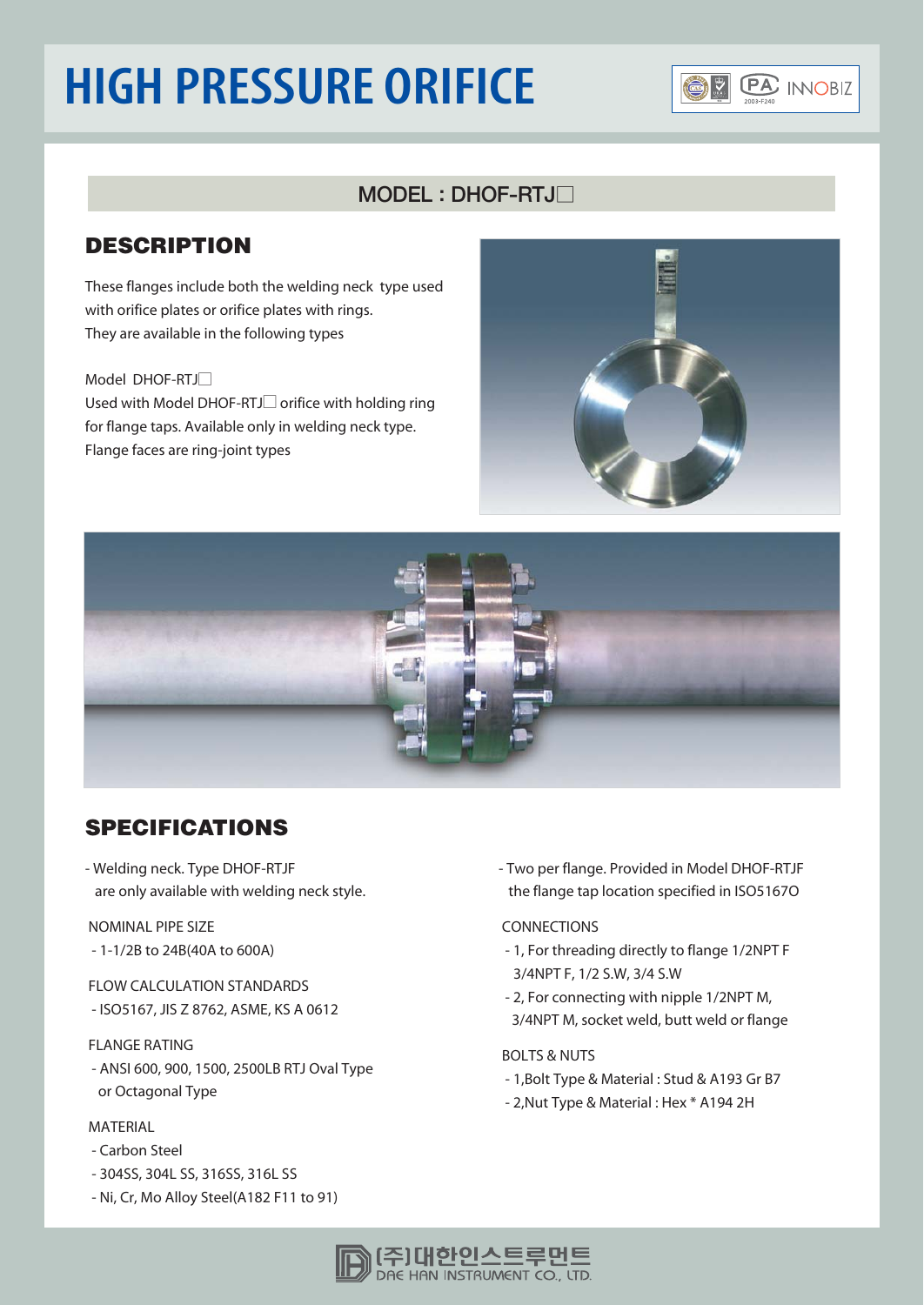# HIGH PRESSURE ORIFICE

## MODEL : DHOF-RTJ□

## DESCRIPTION

These flanges include both the welding neck type used with orifice plates or orifice plates with rings.
They are available in the following types

Model DHOF-RTJ□
Used with Model DHOF-RTJ□ orifice with holding ring for flange taps. Available only in welding neck type.
Flange faces are ring-joint types

## SPECIFICATIONS

- Welding neck. Type DHOF-RTJF are only available with welding neck style.

NOMINAL PIPE SIZE
- 1-1/2B to 24B(40A to 600A)

FLOW CALCULATION STANDARDS
- ISO5167, JIS Z 8762, ASME, KS A 0612

FLANGE RATING
- ANSI 600, 900, 1500, 2500LB RTJ Oval Type or Octagonal Type

MATERIAL
- Carbon Steel
- 304SS, 304L SS, 316SS, 316L SS
- Ni, Cr, Mo Alloy Steel(A182 F11 to 91)

- Two per flange. Provided in Model DHOF-RTJF the flange tap location specified in ISO5167O

CONNECTIONS
- 1, For threading directly to flange 1/2NPT F 3/4NPT F, 1/2 S.W, 3/4 S.W
- 2, For connecting with nipple 1/2NPT M, 3/4NPT M, socket weld, butt weld or flange

BOLTS & NUTS
- 1,Bolt Type & Material : Stud & A193 Gr B7
- 2,Nut Type & Material : Hex * A194 2H

(주)대한인스트루먼트
DAE HAN INSTRUMENT CO., LTD.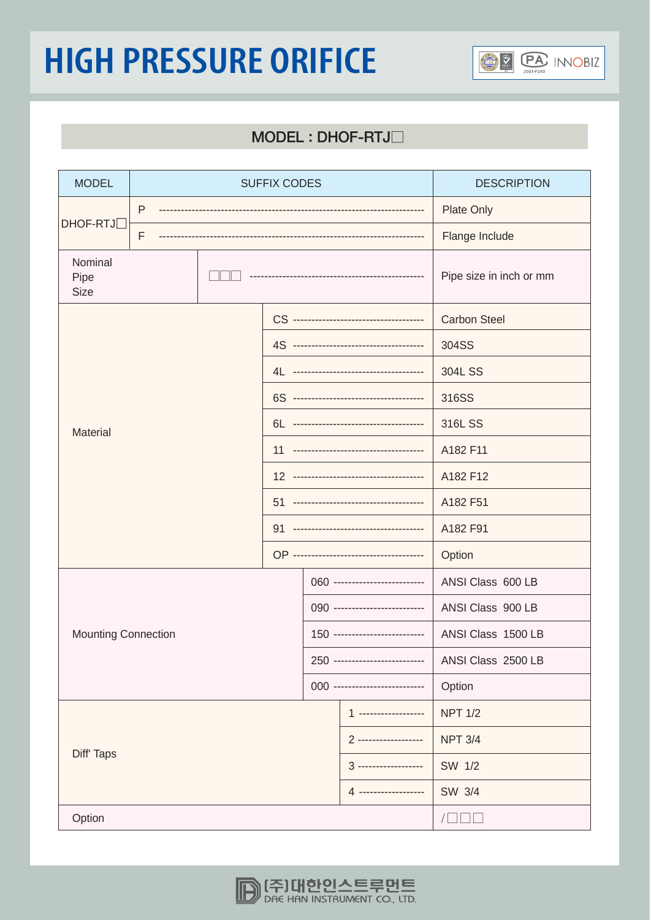# HIGH PRESSURE ORIFICE

## MODEL : DHOF-RTJ□

| MODEL | SUFFIX CODES | DESCRIPTION |
|---|---|---|
| DHOF-RTJ□ | P | Plate Only |
| | F | Flange Include |
| Nominal Pipe Size | □□□ | Pipe size in inch or mm |
| Material | CS | Carbon Steel |
| | 4S | 304SS |
| | 4L | 304L SS |
| | 6S | 316SS |
| | 6L | 316L SS |
| | 11 | A182 F11 |
| | 12 | A182 F12 |
| | 51 | A182 F51 |
| | 91 | A182 F91 |
| | OP | Option |
| Mounting Connection | 060 | ANSI Class 600 LB |
| | 090 | ANSI Class 900 LB |
| | 150 | ANSI Class 1500 LB |
| | 250 | ANSI Class 2500 LB |
| | 000 | Option |
| Diff' Taps | 1 | NPT 1/2 |
| | 2 | NPT 3/4 |
| | 3 | SW 1/2 |
| | 4 | SW 3/4 |
| Option | | /□□□ |

(주)대한인스트루먼트
DAE HAN INSTRUMENT CO., LTD.